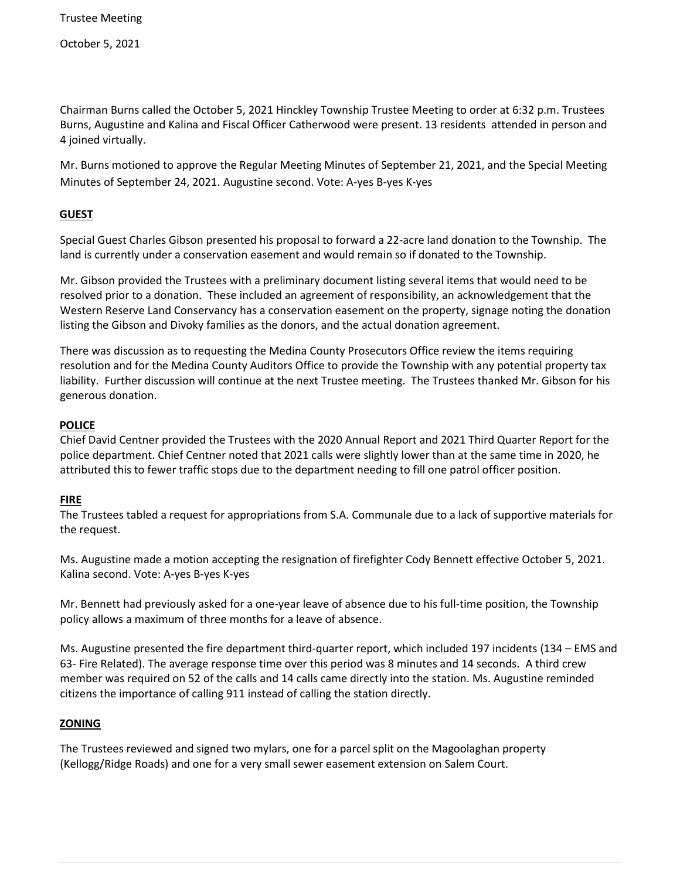Trustee Meeting

October 5, 2021

Chairman Burns called the October 5, 2021 Hinckley Township Trustee Meeting to order at 6:32 p.m. Trustees Burns, Augustine and Kalina and Fiscal Officer Catherwood were present. 13 residents attended in person and 4 joined virtually.

Mr. Burns motioned to approve the Regular Meeting Minutes of September 21, 2021, and the Special Meeting Minutes of September 24, 2021. Augustine second. Vote: A-yes B-yes K-yes

## GUEST

Special Guest Charles Gibson presented his proposal to forward a 22-acre land donation to the Township. The land is currently under a conservation easement and would remain so if donated to the Township.

Mr. Gibson provided the Trustees with a preliminary document listing several items that would need to be resolved prior to a donation. These included an agreement of responsibility, an acknowledgement that the Western Reserve Land Conservancy has a conservation easement on the property, signage noting the donation listing the Gibson and Divoky families as the donors, and the actual donation agreement.

There was discussion as to requesting the Medina County Prosecutors Office review the items requiring resolution and for the Medina County Auditors Office to provide the Township with any potential property tax liability. Further discussion will continue at the next Trustee meeting. The Trustees thanked Mr. Gibson for his generous donation.

## POLICE

Chief David Centner provided the Trustees with the 2020 Annual Report and 2021 Third Quarter Report for the police department. Chief Centner noted that 2021 calls were slightly lower than at the same time in 2020, he attributed this to fewer traffic stops due to the department needing to fill one patrol officer position.

## FIRE

The Trustees tabled a request for appropriations from S.A. Communale due to a lack of supportive materials for the request.

Ms. Augustine made a motion accepting the resignation of firefighter Cody Bennett effective October 5, 2021. Kalina second. Vote: A-yes B-yes K-yes

Mr. Bennett had previously asked for a one-year leave of absence due to his full-time position, the Township policy allows a maximum of three months for a leave of absence.

Ms. Augustine presented the fire department third-quarter report, which included 197 incidents (134 – EMS and 63- Fire Related). The average response time over this period was 8 minutes and 14 seconds. A third crew member was required on 52 of the calls and 14 calls came directly into the station. Ms. Augustine reminded citizens the importance of calling 911 instead of calling the station directly.

## ZONING

The Trustees reviewed and signed two mylars, one for a parcel split on the Magoolaghan property (Kellogg/Ridge Roads) and one for a very small sewer easement extension on Salem Court.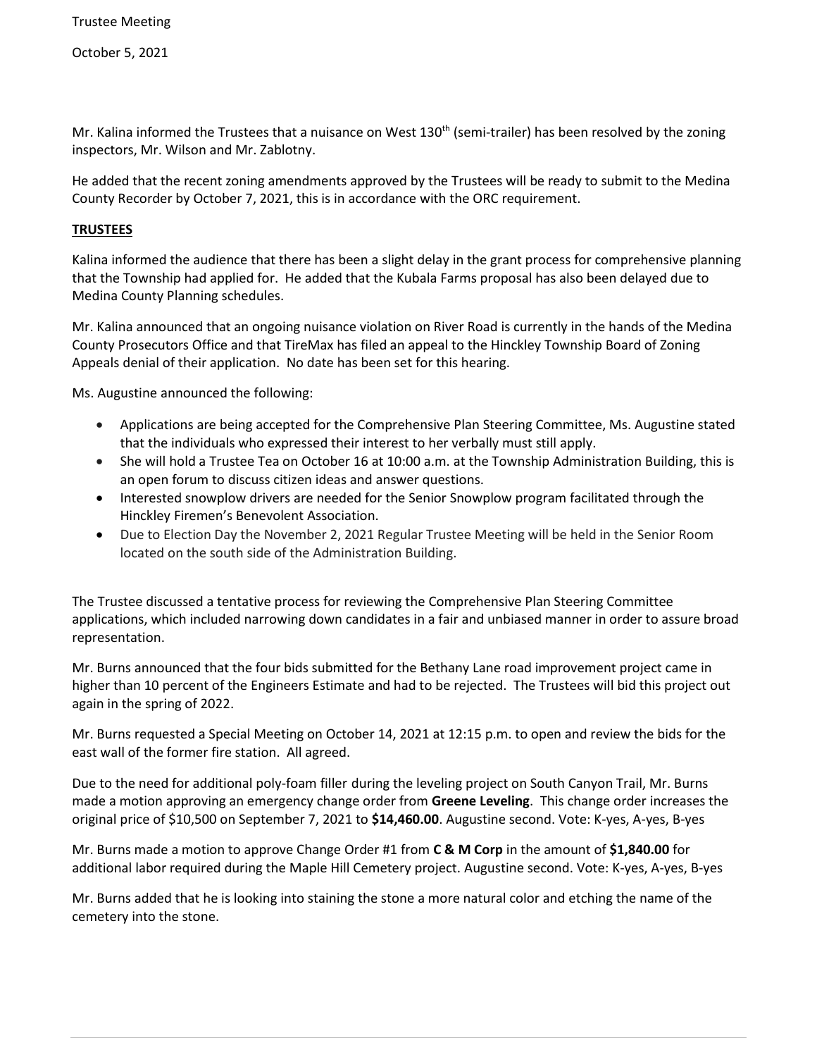Mr. Kalina informed the Trustees that a nuisance on West 130th (semi-trailer) has been resolved by the zoning inspectors, Mr. Wilson and Mr. Zablotny.

He added that the recent zoning amendments approved by the Trustees will be ready to submit to the Medina County Recorder by October 7, 2021, this is in accordance with the ORC requirement.

**TRUSTEES**

Kalina informed the audience that there has been a slight delay in the grant process for comprehensive planning that the Township had applied for. He added that the Kubala Farms proposal has also been delayed due to Medina County Planning schedules.

Mr. Kalina announced that an ongoing nuisance violation on River Road is currently in the hands of the Medina County Prosecutors Office and that TireMax has filed an appeal to the Hinckley Township Board of Zoning Appeals denial of their application. No date has been set for this hearing.

Ms. Augustine announced the following:

- Applications are being accepted for the Comprehensive Plan Steering Committee, Ms. Augustine stated that the individuals who expressed their interest to her verbally must still apply.
- She will hold a Trustee Tea on October 16 at 10:00 a.m. at the Township Administration Building, this is an open forum to discuss citizen ideas and answer questions.
- Interested snowplow drivers are needed for the Senior Snowplow program facilitated through the Hinckley Firemen's Benevolent Association.
- Due to Election Day the November 2, 2021 Regular Trustee Meeting will be held in the Senior Room located on the south side of the Administration Building.

The Trustee discussed a tentative process for reviewing the Comprehensive Plan Steering Committee applications, which included narrowing down candidates in a fair and unbiased manner in order to assure broad representation.

Mr. Burns announced that the four bids submitted for the Bethany Lane road improvement project came in higher than 10 percent of the Engineers Estimate and had to be rejected. The Trustees will bid this project out again in the spring of 2022.

Mr. Burns requested a Special Meeting on October 14, 2021 at 12:15 p.m. to open and review the bids for the east wall of the former fire station. All agreed.

Due to the need for additional poly-foam filler during the leveling project on South Canyon Trail, Mr. Burns made a motion approving an emergency change order from **Greene Leveling**. This change order increases the original price of $10,500 on September 7, 2021 to **$14,460.00**. Augustine second. Vote: K-yes, A-yes, B-yes

Mr. Burns made a motion to approve Change Order #1 from **C & M Corp** in the amount of **$1,840.00** for additional labor required during the Maple Hill Cemetery project. Augustine second. Vote: K-yes, A-yes, B-yes

Mr. Burns added that he is looking into staining the stone a more natural color and etching the name of the cemetery into the stone.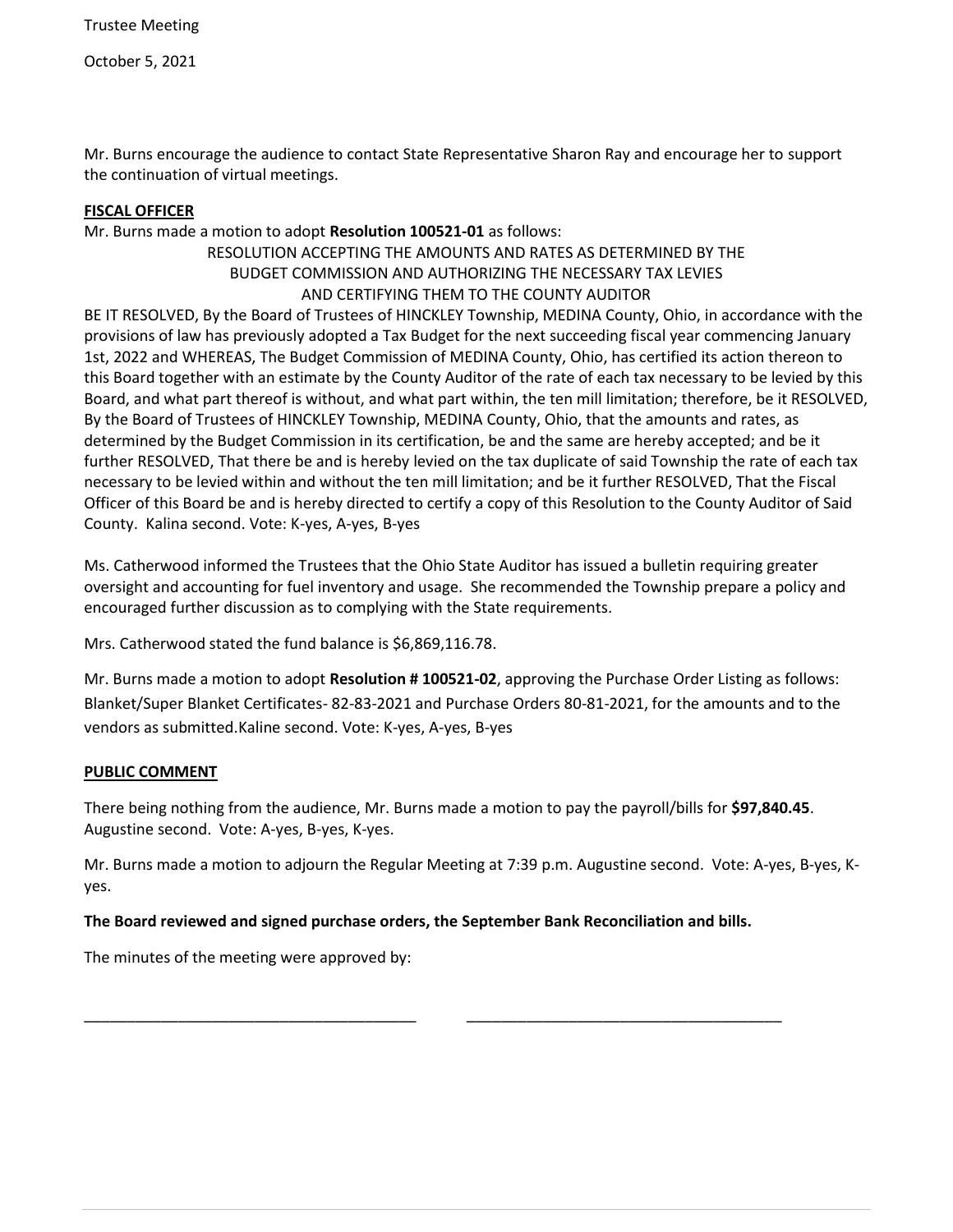Mr. Burns encourage the audience to contact State Representative Sharon Ray and encourage her to support the continuation of virtual meetings.

**FISCAL OFFICER**

Mr. Burns made a motion to adopt **Resolution 100521-01** as follows:

RESOLUTION ACCEPTING THE AMOUNTS AND RATES AS DETERMINED BY THE BUDGET COMMISSION AND AUTHORIZING THE NECESSARY TAX LEVIES AND CERTIFYING THEM TO THE COUNTY AUDITOR

BE IT RESOLVED, By the Board of Trustees of HINCKLEY Township, MEDINA County, Ohio, in accordance with the provisions of law has previously adopted a Tax Budget for the next succeeding fiscal year commencing January 1st, 2022 and WHEREAS, The Budget Commission of MEDINA County, Ohio, has certified its action thereon to this Board together with an estimate by the County Auditor of the rate of each tax necessary to be levied by this Board, and what part thereof is without, and what part within, the ten mill limitation; therefore, be it RESOLVED, By the Board of Trustees of HINCKLEY Township, MEDINA County, Ohio, that the amounts and rates, as determined by the Budget Commission in its certification, be and the same are hereby accepted; and be it further RESOLVED, That there be and is hereby levied on the tax duplicate of said Township the rate of each tax necessary to be levied within and without the ten mill limitation; and be it further RESOLVED, That the Fiscal Officer of this Board be and is hereby directed to certify a copy of this Resolution to the County Auditor of Said County. Kalina second. Vote: K-yes, A-yes, B-yes

Ms. Catherwood informed the Trustees that the Ohio State Auditor has issued a bulletin requiring greater oversight and accounting for fuel inventory and usage. She recommended the Township prepare a policy and encouraged further discussion as to complying with the State requirements.

Mrs. Catherwood stated the fund balance is $6,869,116.78.

Mr. Burns made a motion to adopt **Resolution # 100521-02**, approving the Purchase Order Listing as follows: Blanket/Super Blanket Certificates- 82-83-2021 and Purchase Orders 80-81-2021, for the amounts and to the vendors as submitted.Kaline second. Vote: K-yes, A-yes, B-yes

**PUBLIC COMMENT**

There being nothing from the audience, Mr. Burns made a motion to pay the payroll/bills for **$97,840.45**. Augustine second. Vote: A-yes, B-yes, K-yes.

Mr. Burns made a motion to adjourn the Regular Meeting at 7:39 p.m. Augustine second. Vote: A-yes, B-yes, K-yes.

**The Board reviewed and signed purchase orders, the September Bank Reconciliation and bills.**

The minutes of the meeting were approved by:

_______________________________________ _____________________________________